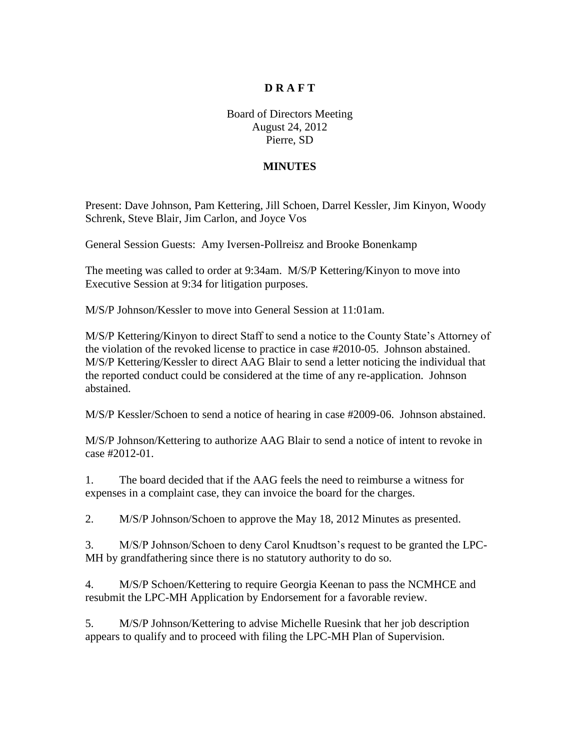**D R A F T**

Board of Directors Meeting
August 24, 2012
Pierre, SD

**MINUTES**

Present: Dave Johnson, Pam Kettering, Jill Schoen, Darrel Kessler, Jim Kinyon, Woody Schrenk, Steve Blair, Jim Carlon, and Joyce Vos

General Session Guests: Amy Iversen-Pollreisz and Brooke Bonenkamp

The meeting was called to order at 9:34am. M/S/P Kettering/Kinyon to move into Executive Session at 9:34 for litigation purposes.

M/S/P Johnson/Kessler to move into General Session at 11:01am.

M/S/P Kettering/Kinyon to direct Staff to send a notice to the County State's Attorney of the violation of the revoked license to practice in case #2010-05. Johnson abstained. M/S/P Kettering/Kessler to direct AAG Blair to send a letter noticing the individual that the reported conduct could be considered at the time of any re-application. Johnson abstained.

M/S/P Kessler/Schoen to send a notice of hearing in case #2009-06. Johnson abstained.

M/S/P Johnson/Kettering to authorize AAG Blair to send a notice of intent to revoke in case #2012-01.

1. The board decided that if the AAG feels the need to reimburse a witness for expenses in a complaint case, they can invoice the board for the charges.

2. M/S/P Johnson/Schoen to approve the May 18, 2012 Minutes as presented.

3. M/S/P Johnson/Schoen to deny Carol Knudtson's request to be granted the LPC-MH by grandfathering since there is no statutory authority to do so.

4. M/S/P Schoen/Kettering to require Georgia Keenan to pass the NCMHCE and resubmit the LPC-MH Application by Endorsement for a favorable review.

5. M/S/P Johnson/Kettering to advise Michelle Ruesink that her job description appears to qualify and to proceed with filing the LPC-MH Plan of Supervision.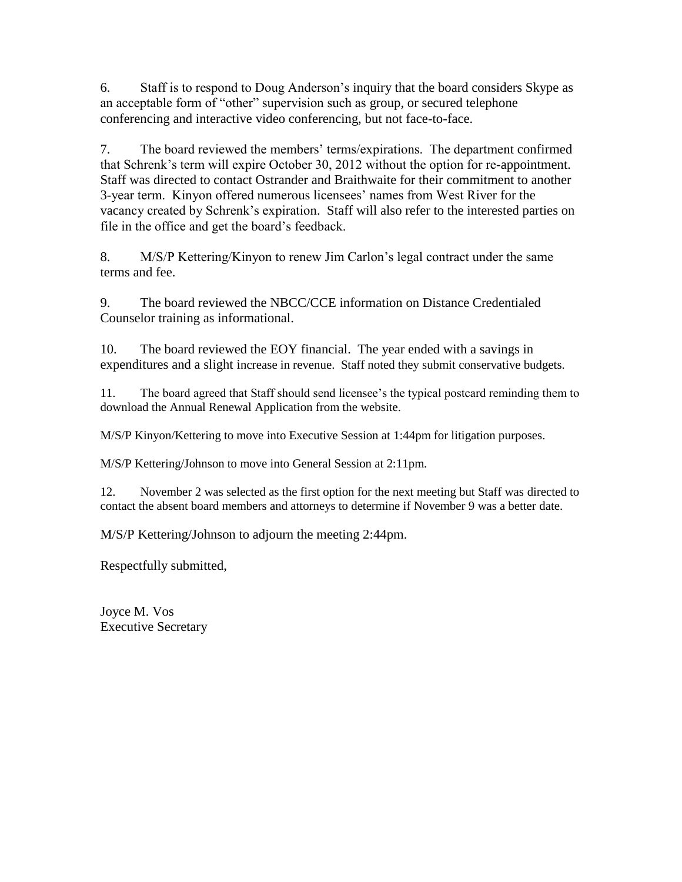6. Staff is to respond to Doug Anderson's inquiry that the board considers Skype as an acceptable form of "other" supervision such as group, or secured telephone conferencing and interactive video conferencing, but not face-to-face.

7. The board reviewed the members' terms/expirations. The department confirmed that Schrenk's term will expire October 30, 2012 without the option for re-appointment. Staff was directed to contact Ostrander and Braithwaite for their commitment to another 3-year term. Kinyon offered numerous licensees' names from West River for the vacancy created by Schrenk's expiration. Staff will also refer to the interested parties on file in the office and get the board's feedback.

8. M/S/P Kettering/Kinyon to renew Jim Carlon's legal contract under the same terms and fee.

9. The board reviewed the NBCC/CCE information on Distance Credentialed Counselor training as informational.

10. The board reviewed the EOY financial. The year ended with a savings in expenditures and a slight increase in revenue. Staff noted they submit conservative budgets.

11. The board agreed that Staff should send licensee's the typical postcard reminding them to download the Annual Renewal Application from the website.

M/S/P Kinyon/Kettering to move into Executive Session at 1:44pm for litigation purposes.

M/S/P Kettering/Johnson to move into General Session at 2:11pm.

12. November 2 was selected as the first option for the next meeting but Staff was directed to contact the absent board members and attorneys to determine if November 9 was a better date.

M/S/P Kettering/Johnson to adjourn the meeting 2:44pm.

Respectfully submitted,

Joyce M. Vos
Executive Secretary